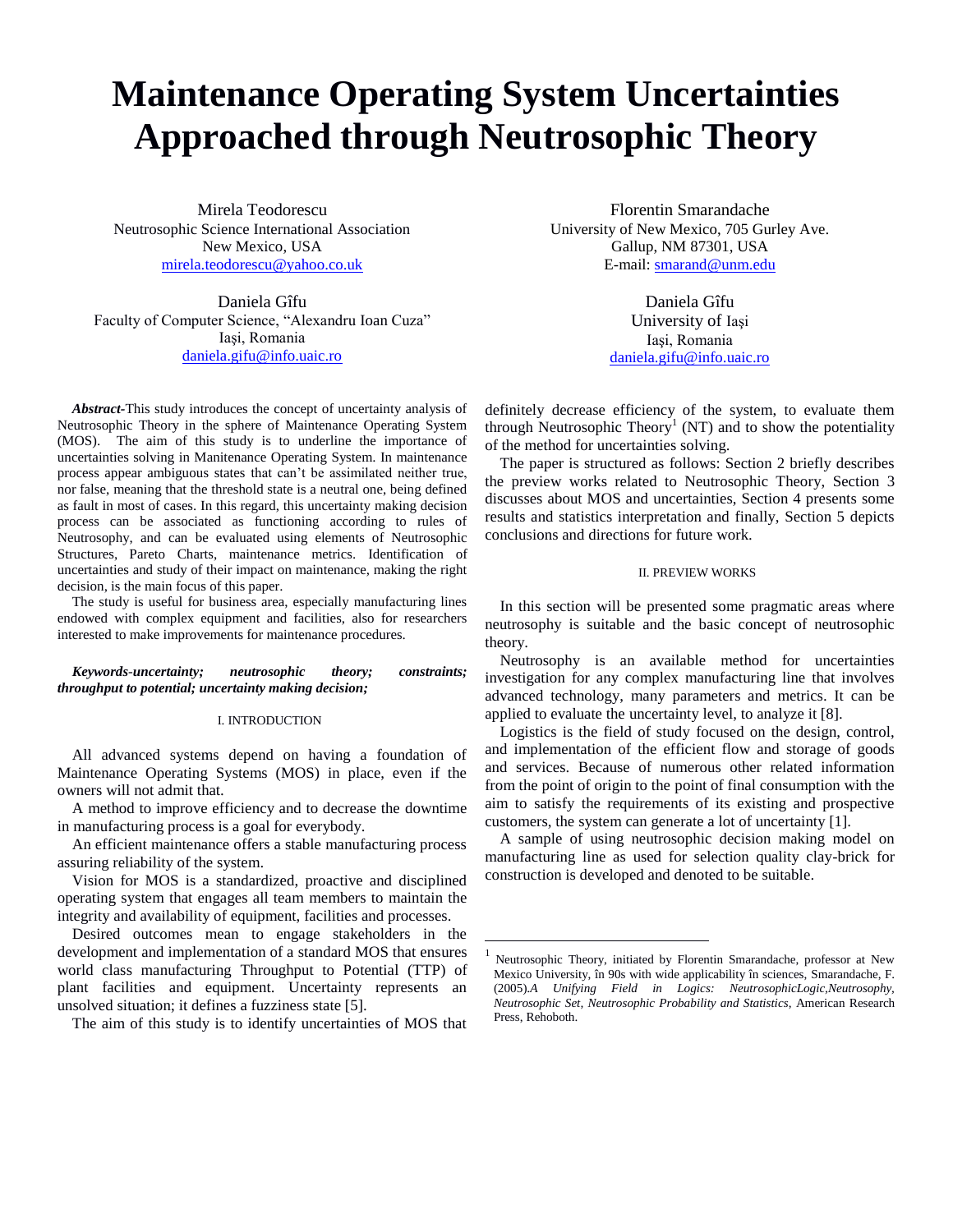# Maintenance Operating System Uncertainties Approached through Neutrosophic Theory

Mirela Teodorescu
Neutrosophic Science International Association
New Mexico, USA
mirela.teodorescu@yahoo.co.uk

Florentin Smarandache
University of New Mexico, 705 Gurley Ave.
Gallup, NM 87301, USA
E-mail: smarand@unm.edu

Daniela Gîfu
Faculty of Computer Science, "Alexandru Ioan Cuza"
Iaşi, Romania
daniela.gifu@info.uaic.ro

Daniela Gîfu
University of Iaşi
Iaşi, Romania
daniela.gifu@info.uaic.ro

***Abstract*****-**This study introduces the concept of uncertainty analysis of Neutrosophic Theory in the sphere of Maintenance Operating System (MOS). The aim of this study is to underline the importance of uncertainties solving in Manitenance Operating System. In maintenance process appear ambiguous states that can't be assimilated neither true, nor false, meaning that the threshold state is a neutral one, being defined as fault in most of cases. In this regard, this uncertainty making decision process can be associated as functioning according to rules of Neutrosophy, and can be evaluated using elements of Neutrosophic Structures, Pareto Charts, maintenance metrics. Identification of uncertainties and study of their impact on maintenance, making the right decision, is the main focus of this paper.

The study is useful for business area, especially manufacturing lines endowed with complex equipment and facilities, also for researchers interested to make improvements for maintenance procedures.

***Keywords-uncertainty; neutrosophic theory; constraints; throughput to potential; uncertainty making decision;***

## I. INTRODUCTION

All advanced systems depend on having a foundation of Maintenance Operating Systems (MOS) in place, even if the owners will not admit that.

A method to improve efficiency and to decrease the downtime in manufacturing process is a goal for everybody.

An efficient maintenance offers a stable manufacturing process assuring reliability of the system.

Vision for MOS is a standardized, proactive and disciplined operating system that engages all team members to maintain the integrity and availability of equipment, facilities and processes.

Desired outcomes mean to engage stakeholders in the development and implementation of a standard MOS that ensures world class manufacturing Throughput to Potential (TTP) of plant facilities and equipment. Uncertainty represents an unsolved situation; it defines a fuzziness state [5].

The aim of this study is to identify uncertainties of MOS that definitely decrease efficiency of the system, to evaluate them through Neutrosophic Theory[1] (NT) and to show the potentiality of the method for uncertainties solving.

The paper is structured as follows: Section 2 briefly describes the preview works related to Neutrosophic Theory, Section 3 discusses about MOS and uncertainties, Section 4 presents some results and statistics interpretation and finally, Section 5 depicts conclusions and directions for future work.

## II. PREVIEW WORKS

In this section will be presented some pragmatic areas where neutrosophy is suitable and the basic concept of neutrosophic theory.

Neutrosophy is an available method for uncertainties investigation for any complex manufacturing line that involves advanced technology, many parameters and metrics. It can be applied to evaluate the uncertainty level, to analyze it [8].

Logistics is the field of study focused on the design, control, and implementation of the efficient flow and storage of goods and services. Because of numerous other related information from the point of origin to the point of final consumption with the aim to satisfy the requirements of its existing and prospective customers, the system can generate a lot of uncertainty [1].

A sample of using neutrosophic decision making model on manufacturing line as used for selection quality clay-brick for construction is developed and denoted to be suitable.

---

[1] Neutrosophic Theory, initiated by Florentin Smarandache, professor at New Mexico University, în 90s with wide applicability în sciences, Smarandache, F. (2005).*A Unifying Field in Logics: NeutrosophicLogic,Neutrosophy, Neutrosophic Set, Neutrosophic Probability and Statistics*, American Research Press, Rehoboth.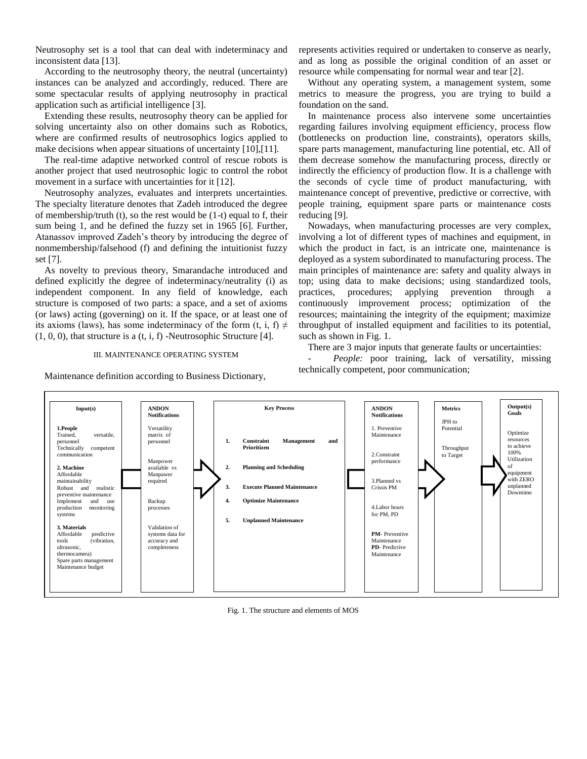Neutrosophy set is a tool that can deal with indeterminacy and inconsistent data [13].

According to the neutrosophy theory, the neutral (uncertainty) instances can be analyzed and accordingly, reduced. There are some spectacular results of applying neutrosophy in practical application such as artificial intelligence [3].

Extending these results, neutrosophy theory can be applied for solving uncertainty also on other domains such as Robotics, where are confirmed results of neutrosophics logics applied to make decisions when appear situations of uncertainty [10],[11].

The real-time adaptive networked control of rescue robots is another project that used neutrosophic logic to control the robot movement in a surface with uncertainties for it [12].

Neutrosophy analyzes, evaluates and interprets uncertainties. The specialty literature denotes that Zadeh introduced the degree of membership/truth (t), so the rest would be (1-t) equal to f, their sum being 1, and he defined the fuzzy set in 1965 [6]. Further, Atanassov improved Zadeh's theory by introducing the degree of nonmembership/falsehood (f) and defining the intuitionist fuzzy set [7].

As novelty to previous theory, Smarandache introduced and defined explicitly the degree of indeterminacy/neutrality (i) as independent component. In any field of knowledge, each structure is composed of two parts: a space, and a set of axioms (or laws) acting (governing) on it. If the space, or at least one of its axioms (laws), has some indeterminacy of the form $(t, i, f) \neq (1, 0, 0)$, that structure is a (t, i, f) -Neutrosophic Structure [4].

## III. MAINTENANCE OPERATING SYSTEM

Maintenance definition according to Business Dictionary, represents activities required or undertaken to conserve as nearly, and as long as possible the original condition of an asset or resource while compensating for normal wear and tear [2].

Without any operating system, a management system, some metrics to measure the progress, you are trying to build a foundation on the sand.

In maintenance process also intervene some uncertainties regarding failures involving equipment efficiency, process flow (bottlenecks on production line, constraints), operators skills, spare parts management, manufacturing line potential, etc. All of them decrease somehow the manufacturing process, directly or indirectly the efficiency of production flow. It is a challenge with the seconds of cycle time of product manufacturing, with maintenance concept of preventive, predictive or corrective, with people training, equipment spare parts or maintenance costs reducing [9].

Nowadays, when manufacturing processes are very complex, involving a lot of different types of machines and equipment, in which the product in fact, is an intricate one, maintenance is deployed as a system subordinated to manufacturing process. The main principles of maintenance are: safety and quality always in top; using data to make decisions; using standardized tools, practices, procedures; applying prevention through a continuously improvement process; optimization of the resources; maintaining the integrity of the equipment; maximize throughput of installed equipment and facilities to its potential, such as shown in Fig. 1.

There are 3 major inputs that generate faults or uncertainties:

- *People:* poor training, lack of versatility, missing technically competent, poor communication;

| Input(s) | ANDON Notifications | Key Process | ANDON Notifications | Metrics | Output(s) Goals |
|---|---|---|---|---|---|
| **1.People**<br>Trained, versatile, personnel<br>Technically competent communication<br><br>**2. Machine**<br>Affordable maintainability<br>Robust and realistic preventive maintenance<br>Implement and use production monitoring systems<br><br>**3. Materials**<br>Affordable predictive tools (vibration, ultrasonic, thermocamera)<br>Spare parts management<br>Maintenance budget | Versatility matrix of personnel<br><br>Manpower available vs Manpawer required<br><br>Backup processes<br><br>Validation of systems data for accuracy and completeness | **1. Constraint Management and Prioritizen**<br>**2. Planning and Scheduling**<br>**3. Execute Planned Maintenance**<br>**4. Optimize Maintenance**<br>**5. Unplanned Maintenance** | 1. Preventive Maintenance<br><br>2.Constraint performance<br><br>3.Planned vs Crissis PM<br><br>4.Labor hours for PM, PD<br><br>**PM**- Preventive Maintenance<br>**PD**- Predictive Maintenance | JPH to Potential<br><br>Throughput to Target | Optimize resources to achieve 100% Utilization of equipment with ZERO unplanned Downtime |

Fig. 1. The structure and elements of MOS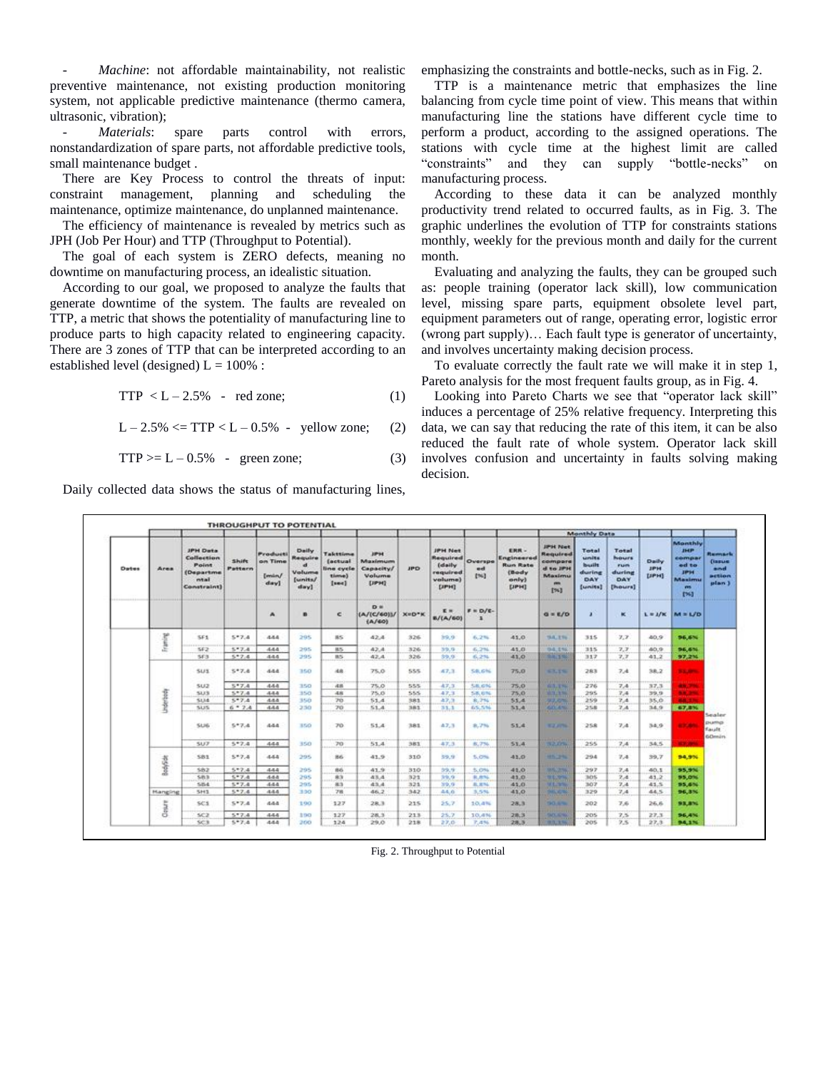- *Machine*: not affordable maintainability, not realistic preventive maintenance, not existing production monitoring system, not applicable predictive maintenance (thermo camera, ultrasonic, vibration);

- *Materials*: spare parts control with errors, nonstandardization of spare parts, not affordable predictive tools, small maintenance budget .

There are Key Process to control the threats of input: constraint management, planning and scheduling the maintenance, optimize maintenance, do unplanned maintenance.

The efficiency of maintenance is revealed by metrics such as JPH (Job Per Hour) and TTP (Throughput to Potential).

The goal of each system is ZERO defects, meaning no downtime on manufacturing process, an idealistic situation.

According to our goal, we proposed to analyze the faults that generate downtime of the system. The faults are revealed on TTP, a metric that shows the potentiality of manufacturing line to produce parts to high capacity related to engineering capacity. There are 3 zones of TTP that can be interpreted according to an established level (designed) L = 100% :

$$\text{TTP} < L - 2.5\% \quad - \quad \text{red zone;} \tag{1}$$

$$L - 2.5\% <= \text{TTP} < L - 0.5\% \quad - \quad \text{yellow zone;} \tag{2}$$

$$\text{TTP} >= L - 0.5\% \quad - \quad \text{green zone;} \tag{3}$$

Daily collected data shows the status of manufacturing lines, emphasizing the constraints and bottle-necks, such as in Fig. 2.

TTP is a maintenance metric that emphasizes the line balancing from cycle time point of view. This means that within manufacturing line the stations have different cycle time to perform a product, according to the assigned operations. The stations with cycle time at the highest limit are called "constraints" and they can supply "bottle-necks" on manufacturing process.

According to these data it can be analyzed monthly productivity trend related to occurred faults, as in Fig. 3. The graphic underlines the evolution of TTP for constraints stations monthly, weekly for the previous month and daily for the current month.

Evaluating and analyzing the faults, they can be grouped such as: people training (operator lack skill), low communication level, missing spare parts, equipment obsolete level part, equipment parameters out of range, operating error, logistic error (wrong part supply)… Each fault type is generator of uncertainty, and involves uncertainty making decision process.

To evaluate correctly the fault rate we will make it in step 1, Pareto analysis for the most frequent faults group, as in Fig. 4.

Looking into Pareto Charts we see that "operator lack skill" induces a percentage of 25% relative frequency. Interpreting this data, we can say that reducing the rate of this item, it can be also reduced the fault rate of whole system. Operator lack skill involves confusion and uncertainty in faults solving making decision.

**THROUGHPUT TO POTENTIAL**

| Dates | Area | JPH Data Collection Point (Departmental Constraint) | Shift Pattern | Production Time [min/day] | Daily Required Volume [units/day] | Takttime (actual line cycle time) [sec] | JPH Maximum Capacity/ Volume [JPH] | JPD | JPH Net Required (daily required volume) [JPH] | Overspeed [%] | ERR - Engineered Run Rate (Body only) [JPH] | JPH Net Required compared to JPH Maximum [%] | Total units built during DAY [units] | Total hours run during DAY [hours] | Daily JPH [JPH] | Monthly JHP compared to JPH Maximum [%] | Remark (issue and action plan) |
|---|---|---|---|---|---|---|---|---|---|---|---|---|---|---|---|---|---|
| | | | | A | B | C | D = (A/(C/60))/(A/60) | X=D*K | E = B/(A/60) | F = D/E-1 | | G = E/D | J | K | L = J/K | M = L/D | |
| | Framing | SF1 | 5*7.4 | 444 | 295 | 85 | 42,4 | 326 | 39,9 | 6,2% | 41,0 | 94,1% | 315 | 7,7 | 40,9 | 96,6% | |
| | | SF2 | 5*7.4 | 444 | 295 | 85 | 42,4 | 326 | 39,9 | 6,2% | 41,0 | 94,1% | 315 | 7,7 | 40,9 | 96,6% | |
| | | SF3 | 5*7.4 | 444 | 295 | 85 | 42,4 | 326 | 39,9 | 6,2% | 41,0 | 94,1% | 317 | 7,7 | 41,2 | 97,2% | |
| | Underbody | SU1 | 5*7.4 | 444 | 350 | 48 | 75,0 | 555 | 47,3 | 58,6% | 75,0 | 63,1% | 283 | 7,4 | 38,2 | 51,0% | |
| | | SU2 | 5*7.4 | 444 | 350 | 48 | 75,0 | 555 | 47,3 | 58,6% | 75,0 | 63,1% | 276 | 7,4 | 37,3 | 49,7% | |
| | | SU3 | 5*7.4 | 444 | 350 | 48 | 75,0 | 555 | 47,3 | 58,6% | 75,0 | 63,1% | 295 | 7,4 | 39,9 | 53,2% | |
| | | SU4 | 5*7.4 | 444 | 350 | 70 | 51,4 | 381 | 47,3 | 8,7% | 51,4 | 92,0% | 259 | 7,4 | 35,0 | 68,1% | |
| | | SU5 | 6 * 7.4 | 444 | 230 | 70 | 51,4 | 381 | 31,1 | 65,5% | 51,4 | 60,4% | 258 | 7,4 | 34,9 | 67,8% | Sealer pump fault 60min |
| | | SU6 | 5*7.4 | 444 | 350 | 70 | 51,4 | 381 | 47,3 | 8,7% | 51,4 | 92,0% | 258 | 7,4 | 34,9 | 67,8% | |
| | | SU7 | 5*7.4 | 444 | 350 | 70 | 51,4 | 381 | 47,3 | 8,7% | 51,4 | 92,0% | 255 | 7,4 | 34,5 | 67,0% | |
| | BodySide | SB1 | 5*7.4 | 444 | 295 | 86 | 41,9 | 310 | 39,9 | 5,0% | 41,0 | 95,2% | 294 | 7,4 | 39,7 | 94,9% | |
| | | SB2 | 5*7.4 | 444 | 295 | 86 | 41,9 | 310 | 39,9 | 5,0% | 41,0 | 95,2% | 297 | 7,4 | 40,1 | 95,9% | |
| | | SB3 | 5*7.4 | 444 | 295 | 83 | 43,4 | 321 | 39,9 | 8,8% | 41,0 | 91,9% | 305 | 7,4 | 41,2 | 95,0% | |
| | | SB4 | 5*7.4 | 444 | 295 | 83 | 43,4 | 321 | 39,9 | 8,8% | 41,0 | 91,9% | 307 | 7,4 | 41,5 | 95,6% | |
| | Hanging | SH1 | 5*7.4 | 444 | 330 | 78 | 46,2 | 342 | 44,6 | 3,5% | 41,0 | 96,6% | 329 | 7,4 | 44,5 | 96,3% | |
| | Closure | SC1 | 5*7.4 | 444 | 190 | 127 | 28,3 | 215 | 25,7 | 10,4% | 28,3 | 90,6% | 202 | 7,6 | 26,6 | 93,8% | |
| | | SC2 | 5*7.4 | 444 | 190 | 127 | 28,3 | 213 | 25,7 | 10,4% | 28,3 | 90,6% | 205 | 7,5 | 27,3 | 96,4% | |
| | | SC3 | 5*7.4 | 444 | 200 | 124 | 29,0 | 218 | 27,0 | 7,4% | 28,3 | 93,1% | 205 | 7,5 | 27,3 | 94,1% | |

Fig. 2. Throughput to Potential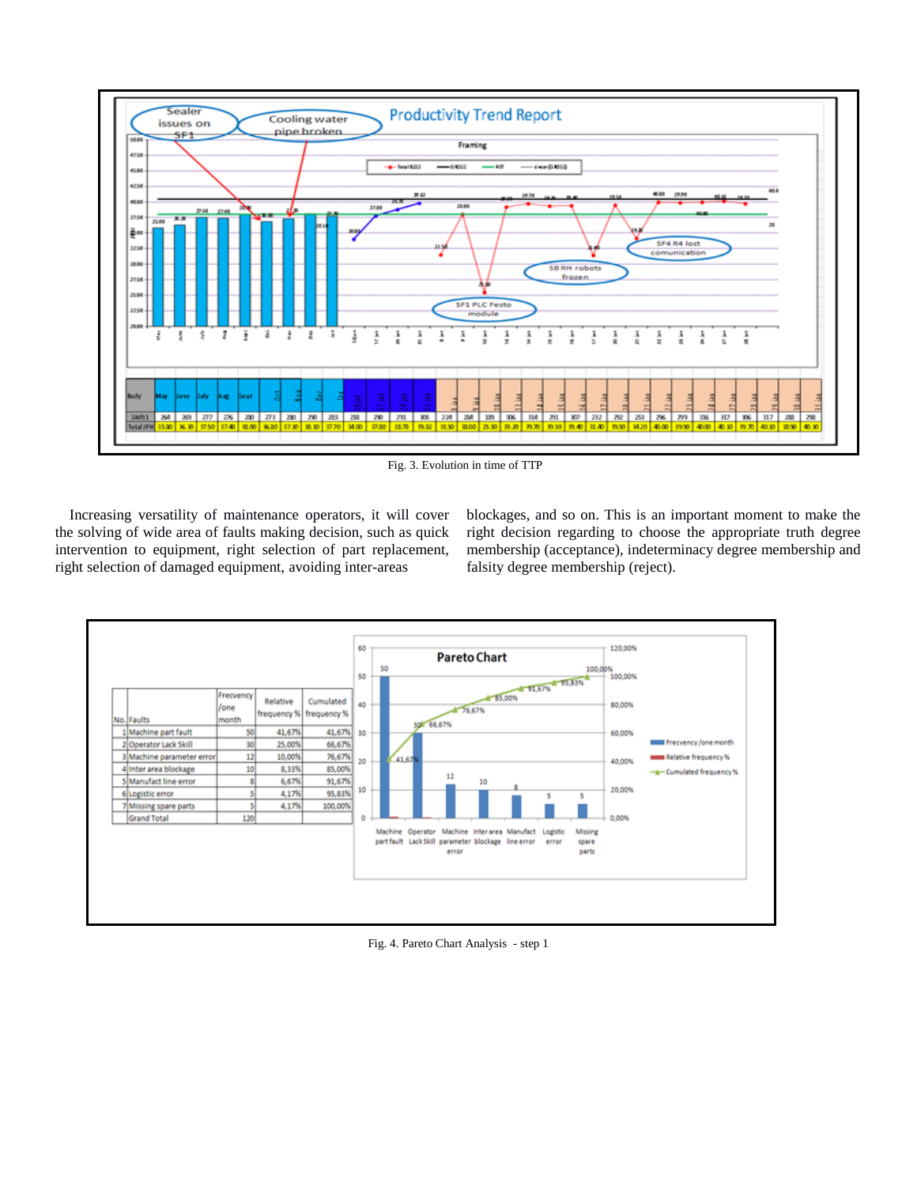Fig. 3. Evolution in time of TTP

Increasing versatility of maintenance operators, it will cover the solving of wide area of faults making decision, such as quick intervention to equipment, right selection of part replacement, right selection of damaged equipment, avoiding inter-areas blockages, and so on. This is an important moment to make the right decision regarding to choose the appropriate truth degree membership (acceptance), indeterminacy degree membership and falsity degree membership (reject).

| No. | Faults | Frecvency /one month | Relative frequency % | Cumulated frequency % |
|---|---|---|---|---|
| 1 | Machine part fault | 50 | 41,67% | 41,67% |
| 2 | Operator Lack Skill | 30 | 25,00% | 66,67% |
| 3 | Machine parameter error | 12 | 10,00% | 76,67% |
| 4 | Inter area blockage | 10 | 8,33% | 85,00% |
| 5 | Manufact line error | 8 | 6,67% | 91,67% |
| 6 | Logistic error | 5 | 4,17% | 95,83% |
| 7 | Missing spare parts | 5 | 4,17% | 100,00% |
| | Grand Total | 120 | | |

Fig. 4. Pareto Chart Analysis - step 1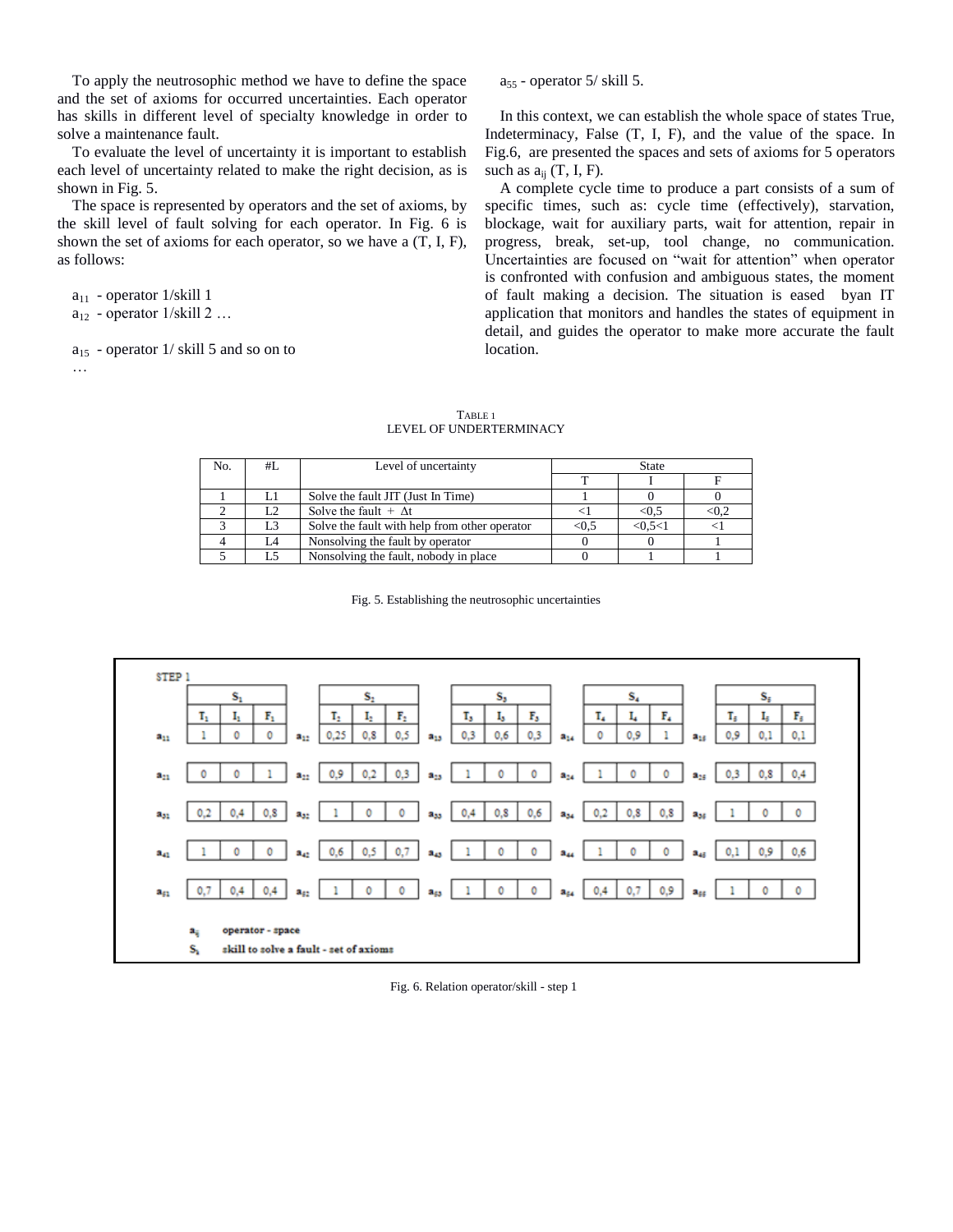To apply the neutrosophic method we have to define the space and the set of axioms for occurred uncertainties. Each operator has skills in different level of specialty knowledge in order to solve a maintenance fault.

To evaluate the level of uncertainty it is important to establish each level of uncertainty related to make the right decision, as is shown in Fig. 5.

The space is represented by operators and the set of axioms, by the skill level of fault solving for each operator. In Fig. 6 is shown the set of axioms for each operator, so we have a (T, I, F), as follows:

$a_{11}$ - operator 1/skill 1
$a_{12}$ - operator 1/skill 2 …

$a_{15}$ - operator 1/ skill 5 and so on to
…
$a_{55}$ - operator 5/ skill 5.

In this context, we can establish the whole space of states True, Indeterminacy, False (T, I, F), and the value of the space. In Fig.6, are presented the spaces and sets of axioms for 5 operators such as $a_{ij}$ (T, I, F).

A complete cycle time to produce a part consists of a sum of specific times, such as: cycle time (effectively), starvation, blockage, wait for auxiliary parts, wait for attention, repair in progress, break, set-up, tool change, no communication. Uncertainties are focused on "wait for attention" when operator is confronted with confusion and ambiguous states, the moment of fault making a decision. The situation is eased byan IT application that monitors and handles the states of equipment in detail, and guides the operator to make more accurate the fault location.

TABLE 1
LEVEL OF UNDERTERMINACY

| No. | #L | Level of uncertainty | State | | |
|---|---|---|---|---|---|
| | | | T | I | F |
| 1 | L1 | Solve the fault JIT (Just In Time) | 1 | 0 | 0 |
| 2 | L2 | Solve the fault + $\Delta t$ | <1 | <0,5 | <0,2 |
| 3 | L3 | Solve the fault with help from other operator | <0,5 | <0,5<1 | <1 |
| 4 | L4 | Nonsolving the fault by operator | 0 | 0 | 1 |
| 5 | L5 | Nonsolving the fault, nobody in place | 0 | 1 | 1 |

Fig. 5. Establishing the neutrosophic uncertainties

STEP 1

| | $T_1$ | $I_1$ | $F_1$ | | $T_2$ | $I_2$ | $F_2$ | | $T_3$ | $I_3$ | $F_3$ | | $T_4$ | $I_4$ | $F_4$ | | $T_5$ | $I_5$ | $F_5$ |
|---|---|---|---|---|---|---|---|---|---|---|---|---|---|---|---|---|---|---|---|
| $a_{11}$ | 1 | 0 | 0 | $a_{12}$ | 0,25 | 0,8 | 0,5 | $a_{13}$ | 0,3 | 0,6 | 0,3 | $a_{14}$ | 0 | 0,9 | 1 | $a_{15}$ | 0,9 | 0,1 | 0,1 |
| $a_{21}$ | 0 | 0 | 1 | $a_{22}$ | 0,9 | 0,2 | 0,3 | $a_{23}$ | 1 | 0 | 0 | $a_{24}$ | 1 | 0 | 0 | $a_{25}$ | 0,3 | 0,8 | 0,4 |
| $a_{31}$ | 0,2 | 0,4 | 0,8 | $a_{32}$ | 1 | 0 | 0 | $a_{33}$ | 0,4 | 0,8 | 0,6 | $a_{34}$ | 0,2 | 0,8 | 0,8 | $a_{35}$ | 1 | 0 | 0 |
| $a_{41}$ | 1 | 0 | 0 | $a_{42}$ | 0,6 | 0,5 | 0,7 | $a_{43}$ | 1 | 0 | 0 | $a_{44}$ | 1 | 0 | 0 | $a_{45}$ | 0,1 | 0,9 | 0,6 |
| $a_{51}$ | 0,7 | 0,4 | 0,4 | $a_{52}$ | 1 | 0 | 0 | $a_{53}$ | 1 | 0 | 0 | $a_{54}$ | 0,4 | 0,7 | 0,9 | $a_{55}$ | 1 | 0 | 0 |

(Column groups: $S_1$, $S_2$, $S_3$, $S_4$, $S_5$)

$a_{ij}$ operator - space
$S_i$ skill to solve a fault - set of axioms

Fig. 6. Relation operator/skill - step 1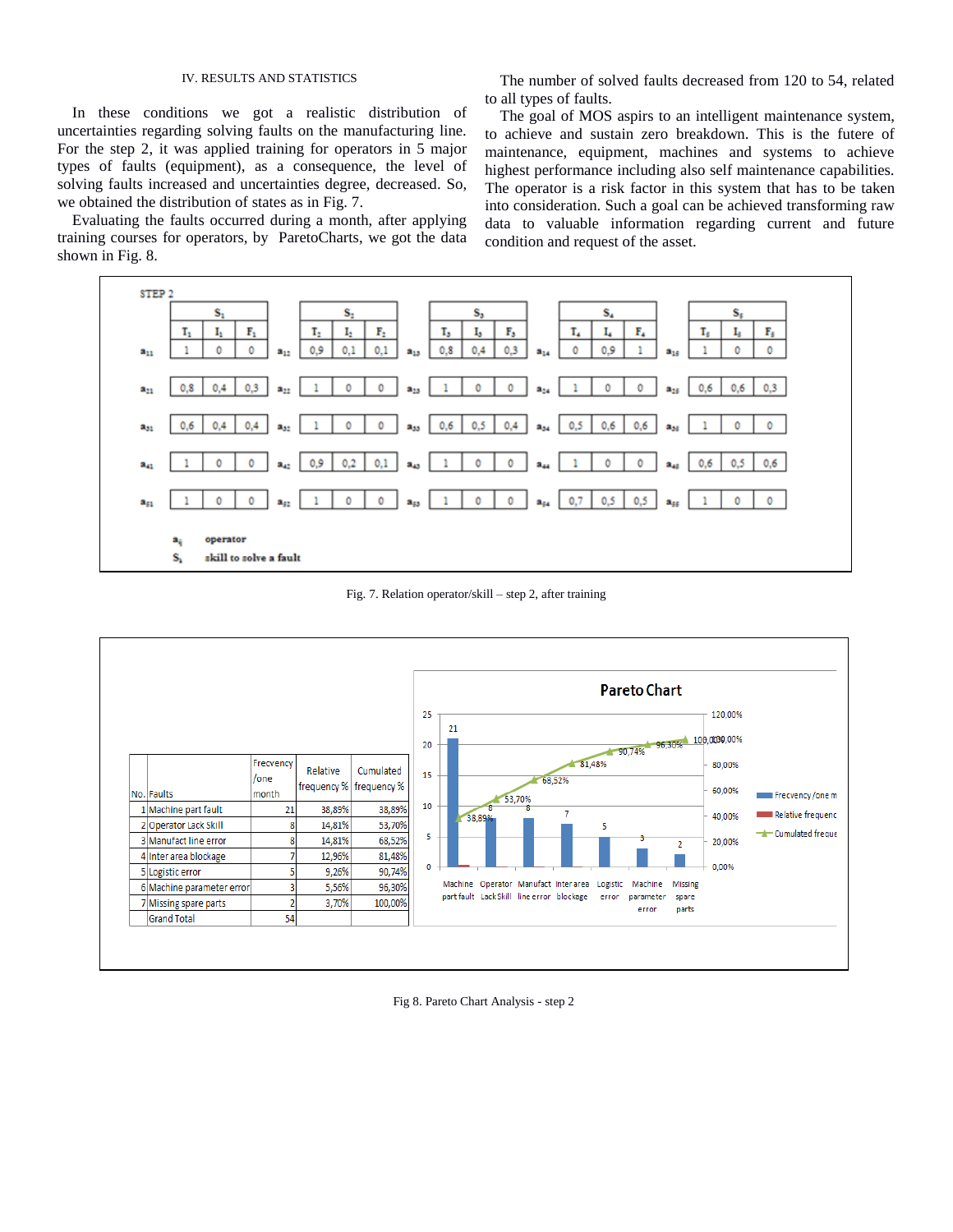## IV. RESULTS AND STATISTICS

In these conditions we got a realistic distribution of uncertainties regarding solving faults on the manufacturing line. For the step 2, it was applied training for operators in 5 major types of faults (equipment), as a consequence, the level of solving faults increased and uncertainties degree, decreased. So, we obtained the distribution of states as in Fig. 7.

Evaluating the faults occurred during a month, after applying training courses for operators, by ParetoCharts, we got the data shown in Fig. 8.

The number of solved faults decreased from 120 to 54, related to all types of faults.

The goal of MOS aspirs to an intelligent maintenance system, to achieve and sustain zero breakdown. This is the futere of maintenance, equipment, machines and systems to achieve highest performance including also self maintenance capabilities. The operator is a risk factor in this system that has to be taken into consideration. Such a goal can be achieved transforming raw data to valuable information regarding current and future condition and request of the asset.

STEP 2

|  | $S_1$ | | | | $S_2$ | | | | $S_3$ | | | | $S_4$ | | | | $S_5$ | | |
|---|---|---|---|---|---|---|---|---|---|---|---|---|---|---|---|---|---|---|---|
|  | $T_1$ | $I_1$ | $F_1$ |  | $T_2$ | $I_2$ | $F_2$ |  | $T_3$ | $I_3$ | $F_3$ |  | $T_4$ | $I_4$ | $F_4$ |  | $T_5$ | $I_5$ | $F_5$ |
| $a_{11}$ | 1 | 0 | 0 | $a_{12}$ | 0,9 | 0,1 | 0,1 | $a_{13}$ | 0,8 | 0,4 | 0,3 | $a_{14}$ | 0 | 0,9 | 1 | $a_{15}$ | 1 | 0 | 0 |
| $a_{21}$ | 0,8 | 0,4 | 0,3 | $a_{22}$ | 1 | 0 | 0 | $a_{23}$ | 1 | 0 | 0 | $a_{24}$ | 1 | 0 | 0 | $a_{25}$ | 0,6 | 0,6 | 0,3 |
| $a_{31}$ | 0,6 | 0,4 | 0,4 | $a_{32}$ | 1 | 0 | 0 | $a_{33}$ | 0,6 | 0,5 | 0,4 | $a_{34}$ | 0,5 | 0,6 | 0,6 | $a_{35}$ | 1 | 0 | 0 |
| $a_{41}$ | 1 | 0 | 0 | $a_{42}$ | 0,9 | 0,2 | 0,1 | $a_{43}$ | 1 | 0 | 0 | $a_{44}$ | 1 | 0 | 0 | $a_{45}$ | 0,6 | 0,5 | 0,6 |
| $a_{51}$ | 1 | 0 | 0 | $a_{52}$ | 1 | 0 | 0 | $a_{53}$ | 1 | 0 | 0 | $a_{54}$ | 0,7 | 0,5 | 0,5 | $a_{55}$ | 1 | 0 | 0 |

$a_{ij}$ operator

$S_k$ skill to solve a fault

Fig. 7. Relation operator/skill – step 2, after training

| No. | Faults | Frecvency /one month | Relative frequency % | Cumulated frequency % |
|---|---|---|---|---|
| 1 | Machine part fault | 21 | 38,89% | 38,89% |
| 2 | Operator Lack Skill | 8 | 14,81% | 53,70% |
| 3 | Manufact line error | 8 | 14,81% | 68,52% |
| 4 | Inter area blockage | 7 | 12,96% | 81,48% |
| 5 | Logistic error | 5 | 9,26% | 90,74% |
| 6 | Machine parameter error | 3 | 5,56% | 96,30% |
| 7 | Missing spare parts | 2 | 3,70% | 100,00% |
|  | Grand Total | 54 |  |  |

Fig 8. Pareto Chart Analysis - step 2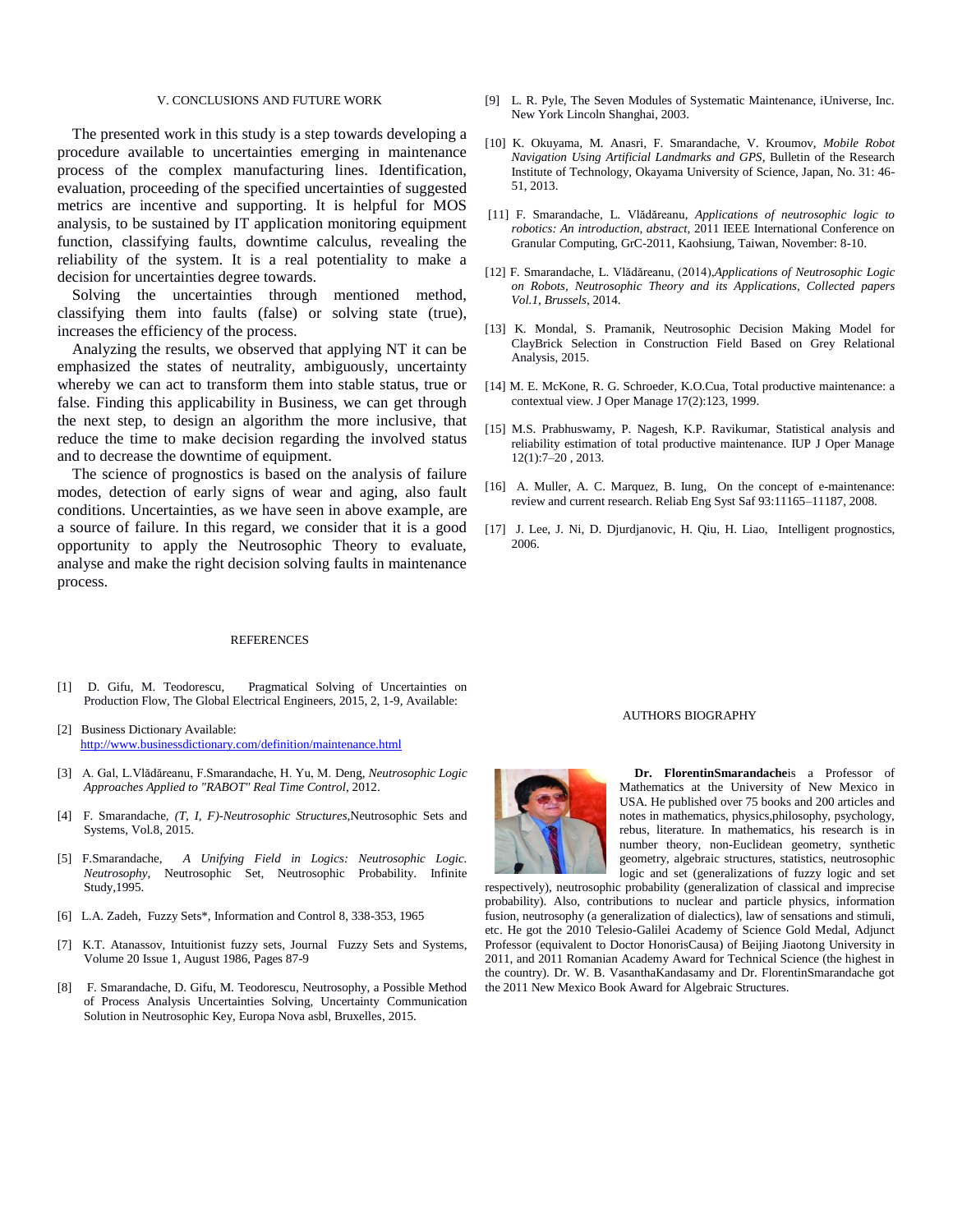## V. CONCLUSIONS AND FUTURE WORK

The presented work in this study is a step towards developing a procedure available to uncertainties emerging in maintenance process of the complex manufacturing lines. Identification, evaluation, proceeding of the specified uncertainties of suggested metrics are incentive and supporting. It is helpful for MOS analysis, to be sustained by IT application monitoring equipment function, classifying faults, downtime calculus, revealing the reliability of the system. It is a real potentiality to make a decision for uncertainties degree towards.

Solving the uncertainties through mentioned method, classifying them into faults (false) or solving state (true), increases the efficiency of the process.

Analyzing the results, we observed that applying NT it can be emphasized the states of neutrality, ambiguously, uncertainty whereby we can act to transform them into stable status, true or false. Finding this applicability in Business, we can get through the next step, to design an algorithm the more inclusive, that reduce the time to make decision regarding the involved status and to decrease the downtime of equipment.

The science of prognostics is based on the analysis of failure modes, detection of early signs of wear and aging, also fault conditions. Uncertainties, as we have seen in above example, are a source of failure. In this regard, we consider that it is a good opportunity to apply the Neutrosophic Theory to evaluate, analyse and make the right decision solving faults in maintenance process.

## REFERENCES

[1] D. Gifu, M. Teodorescu, Pragmatical Solving of Uncertainties on Production Flow, The Global Electrical Engineers, 2015, 2, 1-9, Available:

[2] Business Dictionary Available: http://www.businessdictionary.com/definition/maintenance.html

[3] A. Gal, L.Vlădăreanu, F.Smarandache, H. Yu, M. Deng, *Neutrosophic Logic Approaches Applied to "RABOT" Real Time Control*, 2012.

[4] F. Smarandache, *(T, I, F)-Neutrosophic Structures*,Neutrosophic Sets and Systems, Vol.8, 2015.

[5] F.Smarandache, *A Unifying Field in Logics: Neutrosophic Logic. Neutrosophy*, Neutrosophic Set, Neutrosophic Probability. Infinite Study,1995.

[6] L.A. Zadeh, Fuzzy Sets*, Information and Control 8, 338-353, 1965

[7] K.T. Atanassov, Intuitionist fuzzy sets, Journal Fuzzy Sets and Systems, Volume 20 Issue 1, August 1986, Pages 87-9

[8] F. Smarandache, D. Gifu, M. Teodorescu, Neutrosophy, a Possible Method of Process Analysis Uncertainties Solving, Uncertainty Communication Solution in Neutrosophic Key, Europa Nova asbl, Bruxelles, 2015.

[9] L. R. Pyle, The Seven Modules of Systematic Maintenance, iUniverse, Inc. New York Lincoln Shanghai, 2003.

[10] K. Okuyama, M. Anasri, F. Smarandache, V. Kroumov, *Mobile Robot Navigation Using Artificial Landmarks and GPS*, Bulletin of the Research Institute of Technology, Okayama University of Science, Japan, No. 31: 46-51, 2013.

[11] F. Smarandache, L. Vlădăreanu, *Applications of neutrosophic logic to robotics: An introduction, abstract*, 2011 IEEE International Conference on Granular Computing, GrC-2011, Kaohsiung, Taiwan, November: 8-10.

[12] F. Smarandache, L. Vlădăreanu, (2014),*Applications of Neutrosophic Logic on Robots, Neutrosophic Theory and its Applications, Collected papers Vol.1, Brussels*, 2014.

[13] K. Mondal, S. Pramanik, Neutrosophic Decision Making Model for ClayBrick Selection in Construction Field Based on Grey Relational Analysis, 2015.

[14] M. E. McKone, R. G. Schroeder, K.O.Cua, Total productive maintenance: a contextual view. J Oper Manage 17(2):123, 1999.

[15] M.S. Prabhuswamy, P. Nagesh, K.P. Ravikumar, Statistical analysis and reliability estimation of total productive maintenance. IUP J Oper Manage 12(1):7–20 , 2013.

[16] A. Muller, A. C. Marquez, B. Iung, On the concept of e-maintenance: review and current research. Reliab Eng Syst Saf 93:11165–11187, 2008.

[17] J. Lee, J. Ni, D. Djurdjanovic, H. Qiu, H. Liao, Intelligent prognostics, 2006.

## AUTHORS BIOGRAPHY

**Dr. FlorentinSmarandache**is a Professor of Mathematics at the University of New Mexico in USA. He published over 75 books and 200 articles and notes in mathematics, physics,philosophy, psychology, rebus, literature. In mathematics, his research is in number theory, non-Euclidean geometry, synthetic geometry, algebraic structures, statistics, neutrosophic logic and set (generalizations of fuzzy logic and set respectively), neutrosophic probability (generalization of classical and imprecise probability). Also, contributions to nuclear and particle physics, information fusion, neutrosophy (a generalization of dialectics), law of sensations and stimuli, etc. He got the 2010 Telesio-Galilei Academy of Science Gold Medal, Adjunct Professor (equivalent to Doctor HonorisCausa) of Beijing Jiaotong University in 2011, and 2011 Romanian Academy Award for Technical Science (the highest in the country). Dr. W. B. VasanthaKandasamy and Dr. FlorentinSmarandache got the 2011 New Mexico Book Award for Algebraic Structures.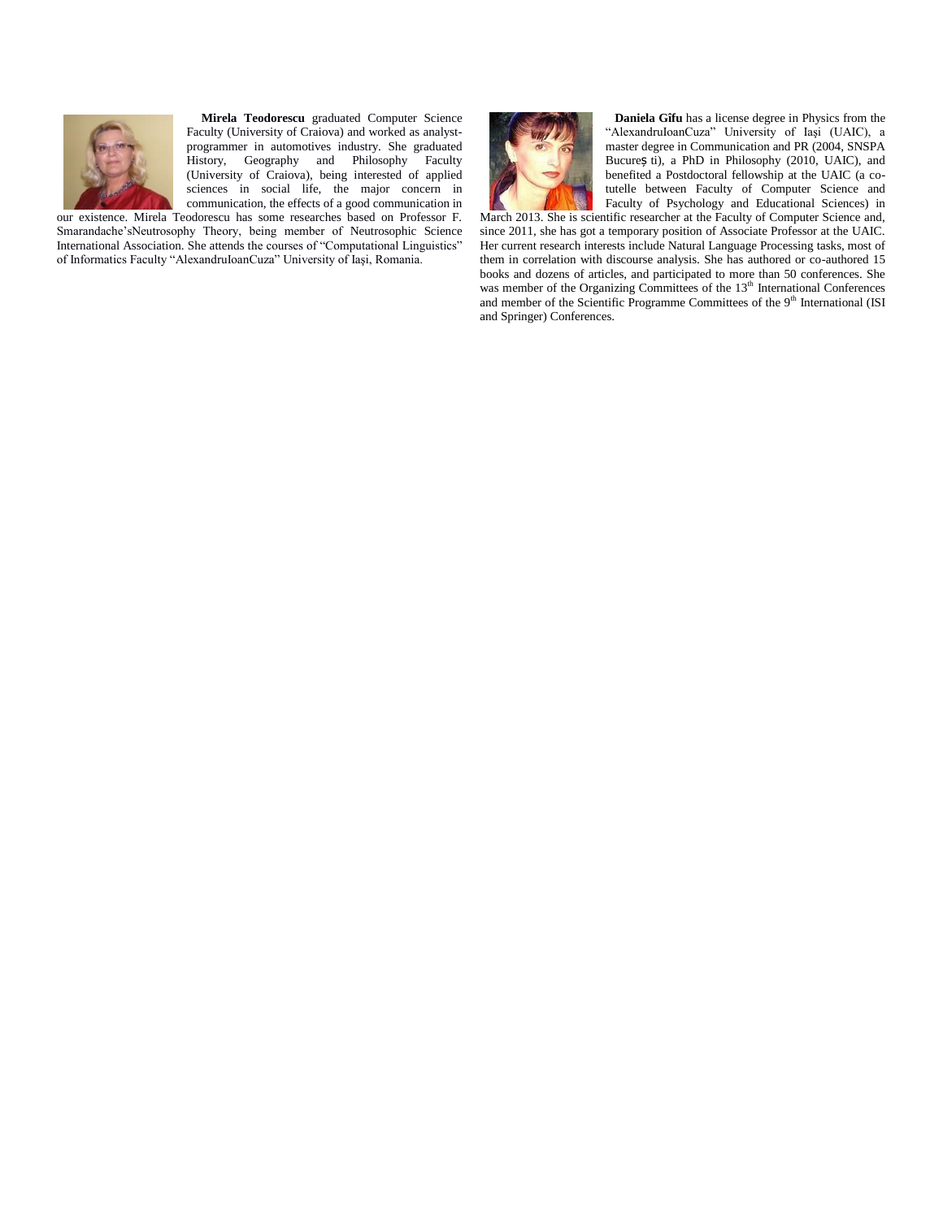**Mirela Teodorescu** graduated Computer Science Faculty (University of Craiova) and worked as analyst-programmer in automotives industry. She graduated History, Geography and Philosophy Faculty (University of Craiova), being interested of applied sciences in social life, the major concern in communication, the effects of a good communication in our existence. Mirela Teodorescu has some researches based on Professor F. Smarandache'sNeutrosophy Theory, being member of Neutrosophic Science International Association. She attends the courses of "Computational Linguistics" of Informatics Faculty "AlexandruIoanCuza" University of Iași, Romania.

**Daniela Gîfu** has a license degree in Physics from the "AlexandruIoanCuza" University of Iași (UAIC), a master degree in Communication and PR (2004, SNSPA Bucureș ti), a PhD in Philosophy (2010, UAIC), and benefited a Postdoctoral fellowship at the UAIC (a co-tutelle between Faculty of Computer Science and Faculty of Psychology and Educational Sciences) in March 2013. She is scientific researcher at the Faculty of Computer Science and, since 2011, she has got a temporary position of Associate Professor at the UAIC. Her current research interests include Natural Language Processing tasks, most of them in correlation with discourse analysis. She has authored or co-authored 15 books and dozens of articles, and participated to more than 50 conferences. She was member of the Organizing Committees of the 13th International Conferences and member of the Scientific Programme Committees of the 9th International (ISI and Springer) Conferences.